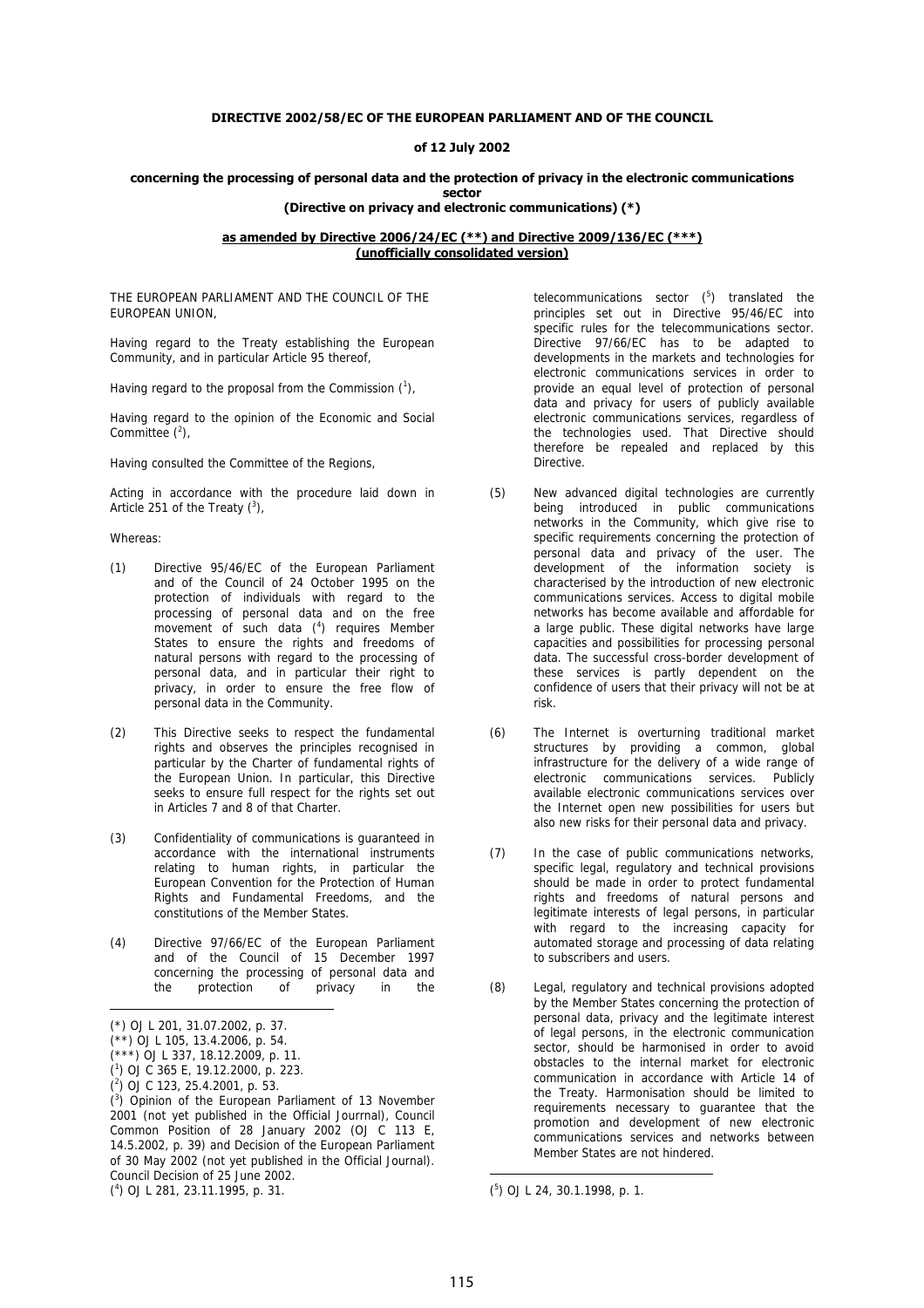**DIRECTIVE 2002/58/EC OF THE EUROPEAN PARLIAMENT AND OF THE COUNCIL**

**of 12 July 2002**

**concerning the processing of personal data and the protection of privacy in the electronic communications sector**
**(Directive on privacy and electronic communications) (\*)**

**as amended by Directive 2006/24/EC (\*\*) and Directive 2009/136/EC (\*\*\*)**
**(unofficially consolidated version)**

THE EUROPEAN PARLIAMENT AND THE COUNCIL OF THE EUROPEAN UNION,

Having regard to the Treaty establishing the European Community, and in particular Article 95 thereof,

Having regard to the proposal from the Commission ([1]),

Having regard to the opinion of the Economic and Social Committee ([2]),

Having consulted the Committee of the Regions,

Acting in accordance with the procedure laid down in Article 251 of the Treaty ([3]),

Whereas:

(1) Directive 95/46/EC of the European Parliament and of the Council of 24 October 1995 on the protection of individuals with regard to the processing of personal data and on the free movement of such data ([4]) requires Member States to ensure the rights and freedoms of natural persons with regard to the processing of personal data, and in particular their right to privacy, in order to ensure the free flow of personal data in the Community.

(2) This Directive seeks to respect the fundamental rights and observes the principles recognised in particular by the Charter of fundamental rights of the European Union. In particular, this Directive seeks to ensure full respect for the rights set out in Articles 7 and 8 of that Charter.

(3) Confidentiality of communications is guaranteed in accordance with the international instruments relating to human rights, in particular the European Convention for the Protection of Human Rights and Fundamental Freedoms, and the constitutions of the Member States.

(4) Directive 97/66/EC of the European Parliament and of the Council of 15 December 1997 concerning the processing of personal data and the protection of privacy in the telecommunications sector ([5]) translated the principles set out in Directive 95/46/EC into specific rules for the telecommunications sector. Directive 97/66/EC has to be adapted to developments in the markets and technologies for electronic communications services in order to provide an equal level of protection of personal data and privacy for users of publicly available electronic communications services, regardless of the technologies used. That Directive should therefore be repealed and replaced by this Directive.

(5) New advanced digital technologies are currently being introduced in public communications networks in the Community, which give rise to specific requirements concerning the protection of personal data and privacy of the user. The development of the information society is characterised by the introduction of new electronic communications services. Access to digital mobile networks has become available and affordable for a large public. These digital networks have large capacities and possibilities for processing personal data. The successful cross-border development of these services is partly dependent on the confidence of users that their privacy will not be at risk.

(6) The Internet is overturning traditional market structures by providing a common, global infrastructure for the delivery of a wide range of electronic communications services. Publicly available electronic communications services over the Internet open new possibilities for users but also new risks for their personal data and privacy.

(7) In the case of public communications networks, specific legal, regulatory and technical provisions should be made in order to protect fundamental rights and freedoms of natural persons and legitimate interests of legal persons, in particular with regard to the increasing capacity for automated storage and processing of data relating to subscribers and users.

(8) Legal, regulatory and technical provisions adopted by the Member States concerning the protection of personal data, privacy and the legitimate interest of legal persons, in the electronic communication sector, should be harmonised in order to avoid obstacles to the internal market for electronic communication in accordance with Article 14 of the Treaty. Harmonisation should be limited to requirements necessary to guarantee that the promotion and development of new electronic communications services and networks between Member States are not hindered.

---

(\*) OJ L 201, 31.07.2002, p. 37.
(\*\*) OJ L 105, 13.4.2006, p. 54.
(\*\*\*) OJ L 337, 18.12.2009, p. 11.
([1]) OJ C 365 E, 19.12.2000, p. 223.
([2]) OJ C 123, 25.4.2001, p. 53.
([3]) Opinion of the European Parliament of 13 November 2001 (not yet published in the Official Jourrnal), Council Common Position of 28 January 2002 (OJ C 113 E, 14.5.2002, p. 39) and Decision of the European Parliament of 30 May 2002 (not yet published in the Official Journal). Council Decision of 25 June 2002.
([4]) OJ L 281, 23.11.1995, p. 31.
([5]) OJ L 24, 30.1.1998, p. 1.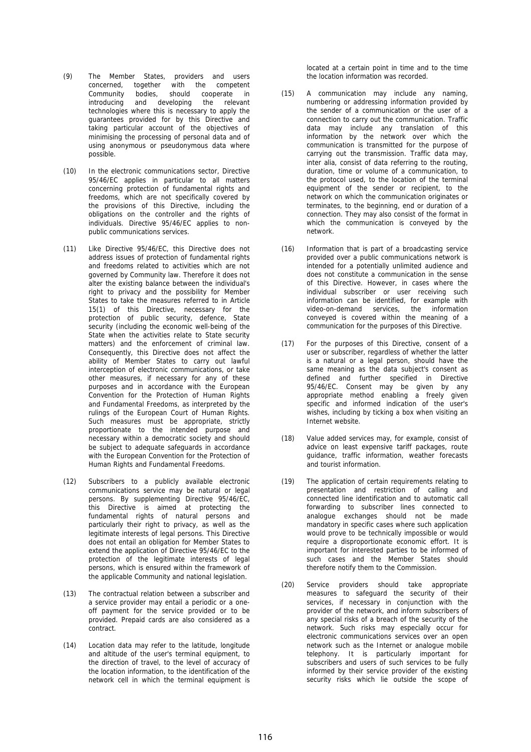(9) The Member States, providers and users concerned, together with the competent Community bodies, should cooperate in introducing and developing the relevant technologies where this is necessary to apply the guarantees provided for by this Directive and taking particular account of the objectives of minimising the processing of personal data and of using anonymous or pseudonymous data where possible.

(10) In the electronic communications sector, Directive 95/46/EC applies in particular to all matters concerning protection of fundamental rights and freedoms, which are not specifically covered by the provisions of this Directive, including the obligations on the controller and the rights of individuals. Directive 95/46/EC applies to non-public communications services.

(11) Like Directive 95/46/EC, this Directive does not address issues of protection of fundamental rights and freedoms related to activities which are not governed by Community law. Therefore it does not alter the existing balance between the individual's right to privacy and the possibility for Member States to take the measures referred to in Article 15(1) of this Directive, necessary for the protection of public security, defence, State security (including the economic well-being of the State when the activities relate to State security matters) and the enforcement of criminal law. Consequently, this Directive does not affect the ability of Member States to carry out lawful interception of electronic communications, or take other measures, if necessary for any of these purposes and in accordance with the European Convention for the Protection of Human Rights and Fundamental Freedoms, as interpreted by the rulings of the European Court of Human Rights. Such measures must be appropriate, strictly proportionate to the intended purpose and necessary within a democratic society and should be subject to adequate safeguards in accordance with the European Convention for the Protection of Human Rights and Fundamental Freedoms.

(12) Subscribers to a publicly available electronic communications service may be natural or legal persons. By supplementing Directive 95/46/EC, this Directive is aimed at protecting the fundamental rights of natural persons and particularly their right to privacy, as well as the legitimate interests of legal persons. This Directive does not entail an obligation for Member States to extend the application of Directive 95/46/EC to the protection of the legitimate interests of legal persons, which is ensured within the framework of the applicable Community and national legislation.

(13) The contractual relation between a subscriber and a service provider may entail a periodic or a one-off payment for the service provided or to be provided. Prepaid cards are also considered as a contract.

(14) Location data may refer to the latitude, longitude and altitude of the user's terminal equipment, to the direction of travel, to the level of accuracy of the location information, to the identification of the network cell in which the terminal equipment is located at a certain point in time and to the time the location information was recorded.

(15) A communication may include any naming, numbering or addressing information provided by the sender of a communication or the user of a connection to carry out the communication. Traffic data may include any translation of this information by the network over which the communication is transmitted for the purpose of carrying out the transmission. Traffic data may, inter alia, consist of data referring to the routing, duration, time or volume of a communication, to the protocol used, to the location of the terminal equipment of the sender or recipient, to the network on which the communication originates or terminates, to the beginning, end or duration of a connection. They may also consist of the format in which the communication is conveyed by the network.

(16) Information that is part of a broadcasting service provided over a public communications network is intended for a potentially unlimited audience and does not constitute a communication in the sense of this Directive. However, in cases where the individual subscriber or user receiving such information can be identified, for example with video-on-demand services, the information conveyed is covered within the meaning of a communication for the purposes of this Directive.

(17) For the purposes of this Directive, consent of a user or subscriber, regardless of whether the latter is a natural or a legal person, should have the same meaning as the data subject's consent as defined and further specified in Directive 95/46/EC. Consent may be given by any appropriate method enabling a freely given specific and informed indication of the user's wishes, including by ticking a box when visiting an Internet website.

(18) Value added services may, for example, consist of advice on least expensive tariff packages, route guidance, traffic information, weather forecasts and tourist information.

(19) The application of certain requirements relating to presentation and restriction of calling and connected line identification and to automatic call forwarding to subscriber lines connected to analogue exchanges should not be made mandatory in specific cases where such application would prove to be technically impossible or would require a disproportionate economic effort. It is important for interested parties to be informed of such cases and the Member States should therefore notify them to the Commission.

(20) Service providers should take appropriate measures to safeguard the security of their services, if necessary in conjunction with the provider of the network, and inform subscribers of any special risks of a breach of the security of the network. Such risks may especially occur for electronic communications services over an open network such as the Internet or analogue mobile telephony. It is particularly important for subscribers and users of such services to be fully informed by their service provider of the existing security risks which lie outside the scope of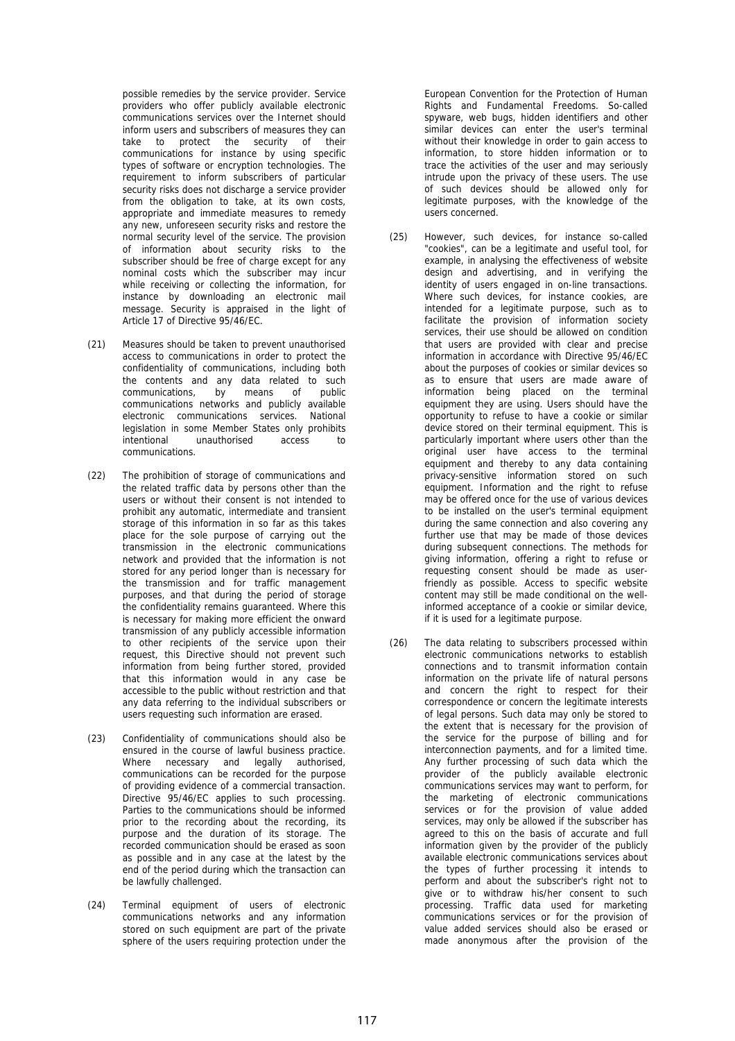possible remedies by the service provider. Service providers who offer publicly available electronic communications services over the Internet should inform users and subscribers of measures they can take to protect the security of their communications for instance by using specific types of software or encryption technologies. The requirement to inform subscribers of particular security risks does not discharge a service provider from the obligation to take, at its own costs, appropriate and immediate measures to remedy any new, unforeseen security risks and restore the normal security level of the service. The provision of information about security risks to the subscriber should be free of charge except for any nominal costs which the subscriber may incur while receiving or collecting the information, for instance by downloading an electronic mail message. Security is appraised in the light of Article 17 of Directive 95/46/EC.

(21) Measures should be taken to prevent unauthorised access to communications in order to protect the confidentiality of communications, including both the contents and any data related to such communications, by means of public communications networks and publicly available electronic communications services. National legislation in some Member States only prohibits intentional unauthorised access to communications.

(22) The prohibition of storage of communications and the related traffic data by persons other than the users or without their consent is not intended to prohibit any automatic, intermediate and transient storage of this information in so far as this takes place for the sole purpose of carrying out the transmission in the electronic communications network and provided that the information is not stored for any period longer than is necessary for the transmission and for traffic management purposes, and that during the period of storage the confidentiality remains guaranteed. Where this is necessary for making more efficient the onward transmission of any publicly accessible information to other recipients of the service upon their request, this Directive should not prevent such information from being further stored, provided that this information would in any case be accessible to the public without restriction and that any data referring to the individual subscribers or users requesting such information are erased.

(23) Confidentiality of communications should also be ensured in the course of lawful business practice. Where necessary and legally authorised, communications can be recorded for the purpose of providing evidence of a commercial transaction. Directive 95/46/EC applies to such processing. Parties to the communications should be informed prior to the recording about the recording, its purpose and the duration of its storage. The recorded communication should be erased as soon as possible and in any case at the latest by the end of the period during which the transaction can be lawfully challenged.

(24) Terminal equipment of users of electronic communications networks and any information stored on such equipment are part of the private sphere of the users requiring protection under the European Convention for the Protection of Human Rights and Fundamental Freedoms. So-called spyware, web bugs, hidden identifiers and other similar devices can enter the user's terminal without their knowledge in order to gain access to information, to store hidden information or to trace the activities of the user and may seriously intrude upon the privacy of these users. The use of such devices should be allowed only for legitimate purposes, with the knowledge of the users concerned.

(25) However, such devices, for instance so-called "cookies", can be a legitimate and useful tool, for example, in analysing the effectiveness of website design and advertising, and in verifying the identity of users engaged in on-line transactions. Where such devices, for instance cookies, are intended for a legitimate purpose, such as to facilitate the provision of information society services, their use should be allowed on condition that users are provided with clear and precise information in accordance with Directive 95/46/EC about the purposes of cookies or similar devices so as to ensure that users are made aware of information being placed on the terminal equipment they are using. Users should have the opportunity to refuse to have a cookie or similar device stored on their terminal equipment. This is particularly important where users other than the original user have access to the terminal equipment and thereby to any data containing privacy-sensitive information stored on such equipment. Information and the right to refuse may be offered once for the use of various devices to be installed on the user's terminal equipment during the same connection and also covering any further use that may be made of those devices during subsequent connections. The methods for giving information, offering a right to refuse or requesting consent should be made as user-friendly as possible. Access to specific website content may still be made conditional on the well-informed acceptance of a cookie or similar device, if it is used for a legitimate purpose.

(26) The data relating to subscribers processed within electronic communications networks to establish connections and to transmit information contain information on the private life of natural persons and concern the right to respect for their correspondence or concern the legitimate interests of legal persons. Such data may only be stored to the extent that is necessary for the provision of the service for the purpose of billing and for interconnection payments, and for a limited time. Any further processing of such data which the provider of the publicly available electronic communications services may want to perform, for the marketing of electronic communications services or for the provision of value added services, may only be allowed if the subscriber has agreed to this on the basis of accurate and full information given by the provider of the publicly available electronic communications services about the types of further processing it intends to perform and about the subscriber's right not to give or to withdraw his/her consent to such processing. Traffic data used for marketing communications services or for the provision of value added services should also be erased or made anonymous after the provision of the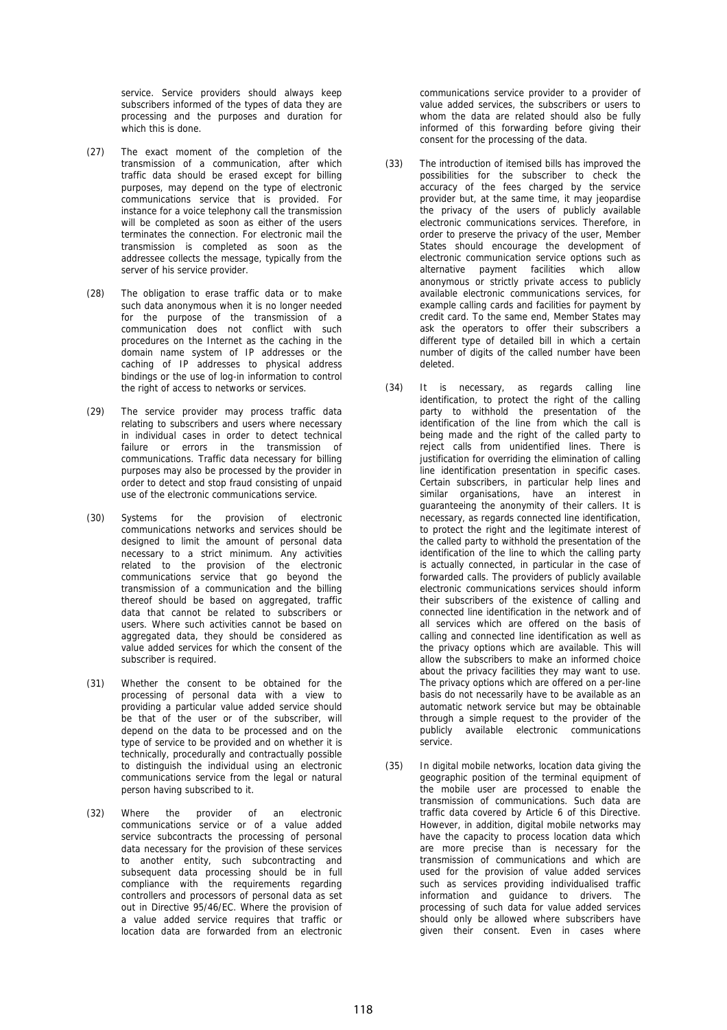service. Service providers should always keep subscribers informed of the types of data they are processing and the purposes and duration for which this is done.

(27) The exact moment of the completion of the transmission of a communication, after which traffic data should be erased except for billing purposes, may depend on the type of electronic communications service that is provided. For instance for a voice telephony call the transmission will be completed as soon as either of the users terminates the connection. For electronic mail the transmission is completed as soon as the addressee collects the message, typically from the server of his service provider.

(28) The obligation to erase traffic data or to make such data anonymous when it is no longer needed for the purpose of the transmission of a communication does not conflict with such procedures on the Internet as the caching in the domain name system of IP addresses or the caching of IP addresses to physical address bindings or the use of log-in information to control the right of access to networks or services.

(29) The service provider may process traffic data relating to subscribers and users where necessary in individual cases in order to detect technical failure or errors in the transmission of communications. Traffic data necessary for billing purposes may also be processed by the provider in order to detect and stop fraud consisting of unpaid use of the electronic communications service.

(30) Systems for the provision of electronic communications networks and services should be designed to limit the amount of personal data necessary to a strict minimum. Any activities related to the provision of the electronic communications service that go beyond the transmission of a communication and the billing thereof should be based on aggregated, traffic data that cannot be related to subscribers or users. Where such activities cannot be based on aggregated data, they should be considered as value added services for which the consent of the subscriber is required.

(31) Whether the consent to be obtained for the processing of personal data with a view to providing a particular value added service should be that of the user or of the subscriber, will depend on the data to be processed and on the type of service to be provided and on whether it is technically, procedurally and contractually possible to distinguish the individual using an electronic communications service from the legal or natural person having subscribed to it.

(32) Where the provider of an electronic communications service or of a value added service subcontracts the processing of personal data necessary for the provision of these services to another entity, such subcontracting and subsequent data processing should be in full compliance with the requirements regarding controllers and processors of personal data as set out in Directive 95/46/EC. Where the provision of a value added service requires that traffic or location data are forwarded from an electronic communications service provider to a provider of value added services, the subscribers or users to whom the data are related should also be fully informed of this forwarding before giving their consent for the processing of the data.

(33) The introduction of itemised bills has improved the possibilities for the subscriber to check the accuracy of the fees charged by the service provider but, at the same time, it may jeopardise the privacy of the users of publicly available electronic communications services. Therefore, in order to preserve the privacy of the user, Member States should encourage the development of electronic communication service options such as alternative payment facilities which allow anonymous or strictly private access to publicly available electronic communications services, for example calling cards and facilities for payment by credit card. To the same end, Member States may ask the operators to offer their subscribers a different type of detailed bill in which a certain number of digits of the called number have been deleted.

(34) It is necessary, as regards calling line identification, to protect the right of the calling party to withhold the presentation of the identification of the line from which the call is being made and the right of the called party to reject calls from unidentified lines. There is justification for overriding the elimination of calling line identification presentation in specific cases. Certain subscribers, in particular help lines and similar organisations, have an interest in guaranteeing the anonymity of their callers. It is necessary, as regards connected line identification, to protect the right and the legitimate interest of the called party to withhold the presentation of the identification of the line to which the calling party is actually connected, in particular in the case of forwarded calls. The providers of publicly available electronic communications services should inform their subscribers of the existence of calling and connected line identification in the network and of all services which are offered on the basis of calling and connected line identification as well as the privacy options which are available. This will allow the subscribers to make an informed choice about the privacy facilities they may want to use. The privacy options which are offered on a per-line basis do not necessarily have to be available as an automatic network service but may be obtainable through a simple request to the provider of the publicly available electronic communications service.

(35) In digital mobile networks, location data giving the geographic position of the terminal equipment of the mobile user are processed to enable the transmission of communications. Such data are traffic data covered by Article 6 of this Directive. However, in addition, digital mobile networks may have the capacity to process location data which are more precise than is necessary for the transmission of communications and which are used for the provision of value added services such as services providing individualised traffic information and guidance to drivers. The processing of such data for value added services should only be allowed where subscribers have given their consent. Even in cases where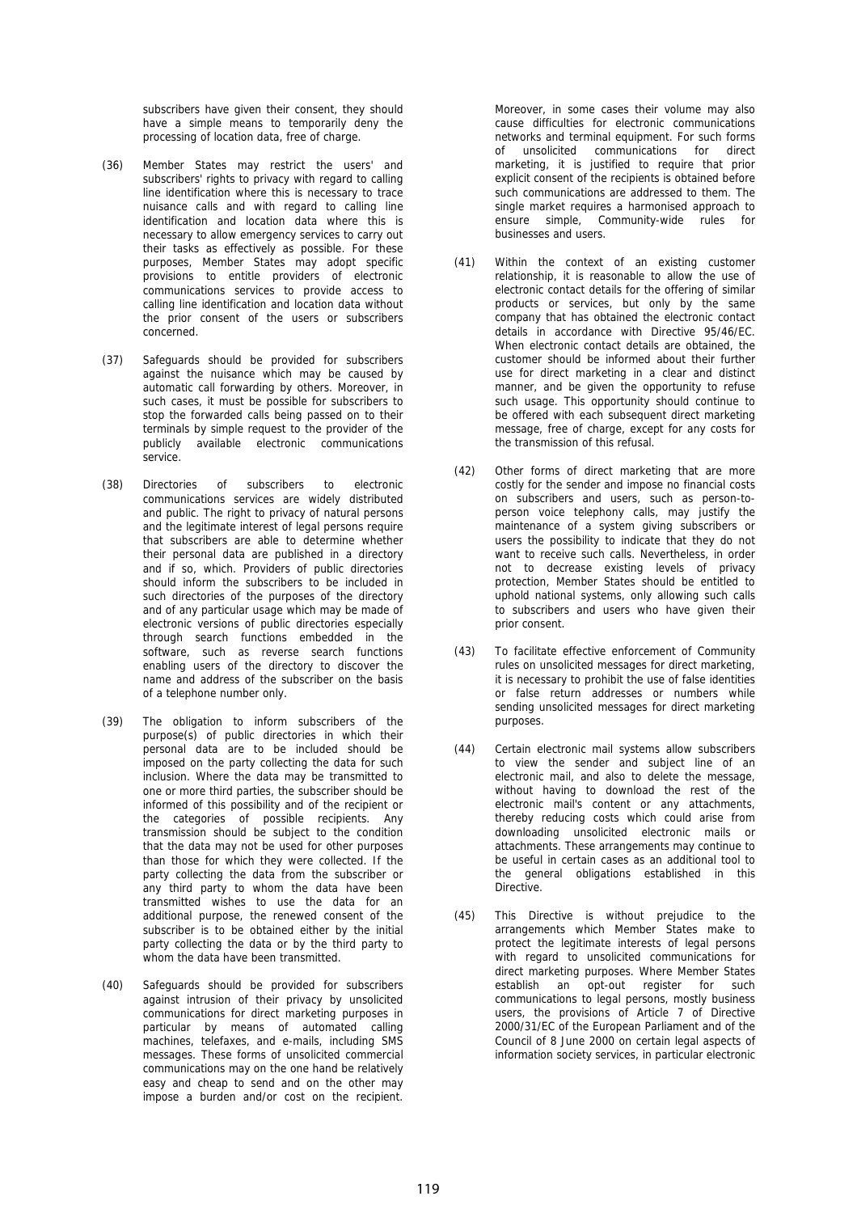subscribers have given their consent, they should have a simple means to temporarily deny the processing of location data, free of charge.

(36) Member States may restrict the users' and subscribers' rights to privacy with regard to calling line identification where this is necessary to trace nuisance calls and with regard to calling line identification and location data where this is necessary to allow emergency services to carry out their tasks as effectively as possible. For these purposes, Member States may adopt specific provisions to entitle providers of electronic communications services to provide access to calling line identification and location data without the prior consent of the users or subscribers concerned.

(37) Safeguards should be provided for subscribers against the nuisance which may be caused by automatic call forwarding by others. Moreover, in such cases, it must be possible for subscribers to stop the forwarded calls being passed on to their terminals by simple request to the provider of the publicly available electronic communications service.

(38) Directories of subscribers to electronic communications services are widely distributed and public. The right to privacy of natural persons and the legitimate interest of legal persons require that subscribers are able to determine whether their personal data are published in a directory and if so, which. Providers of public directories should inform the subscribers to be included in such directories of the purposes of the directory and of any particular usage which may be made of electronic versions of public directories especially through search functions embedded in the software, such as reverse search functions enabling users of the directory to discover the name and address of the subscriber on the basis of a telephone number only.

(39) The obligation to inform subscribers of the purpose(s) of public directories in which their personal data are to be included should be imposed on the party collecting the data for such inclusion. Where the data may be transmitted to one or more third parties, the subscriber should be informed of this possibility and of the recipient or the categories of possible recipients. Any transmission should be subject to the condition that the data may not be used for other purposes than those for which they were collected. If the party collecting the data from the subscriber or any third party to whom the data have been transmitted wishes to use the data for an additional purpose, the renewed consent of the subscriber is to be obtained either by the initial party collecting the data or by the third party to whom the data have been transmitted.

(40) Safeguards should be provided for subscribers against intrusion of their privacy by unsolicited communications for direct marketing purposes in particular by means of automated calling machines, telefaxes, and e-mails, including SMS messages. These forms of unsolicited commercial communications may on the one hand be relatively easy and cheap to send and on the other may impose a burden and/or cost on the recipient. Moreover, in some cases their volume may also cause difficulties for electronic communications networks and terminal equipment. For such forms of unsolicited communications for direct marketing, it is justified to require that prior explicit consent of the recipients is obtained before such communications are addressed to them. The single market requires a harmonised approach to ensure simple, Community-wide rules for businesses and users.

(41) Within the context of an existing customer relationship, it is reasonable to allow the use of electronic contact details for the offering of similar products or services, but only by the same company that has obtained the electronic contact details in accordance with Directive 95/46/EC. When electronic contact details are obtained, the customer should be informed about their further use for direct marketing in a clear and distinct manner, and be given the opportunity to refuse such usage. This opportunity should continue to be offered with each subsequent direct marketing message, free of charge, except for any costs for the transmission of this refusal.

(42) Other forms of direct marketing that are more costly for the sender and impose no financial costs on subscribers and users, such as person-to-person voice telephony calls, may justify the maintenance of a system giving subscribers or users the possibility to indicate that they do not want to receive such calls. Nevertheless, in order not to decrease existing levels of privacy protection, Member States should be entitled to uphold national systems, only allowing such calls to subscribers and users who have given their prior consent.

(43) To facilitate effective enforcement of Community rules on unsolicited messages for direct marketing, it is necessary to prohibit the use of false identities or false return addresses or numbers while sending unsolicited messages for direct marketing purposes.

(44) Certain electronic mail systems allow subscribers to view the sender and subject line of an electronic mail, and also to delete the message, without having to download the rest of the electronic mail's content or any attachments, thereby reducing costs which could arise from downloading unsolicited electronic mails or attachments. These arrangements may continue to be useful in certain cases as an additional tool to the general obligations established in this Directive.

(45) This Directive is without prejudice to the arrangements which Member States make to protect the legitimate interests of legal persons with regard to unsolicited communications for direct marketing purposes. Where Member States establish an opt-out register for such communications to legal persons, mostly business users, the provisions of Article 7 of Directive 2000/31/EC of the European Parliament and of the Council of 8 June 2000 on certain legal aspects of information society services, in particular electronic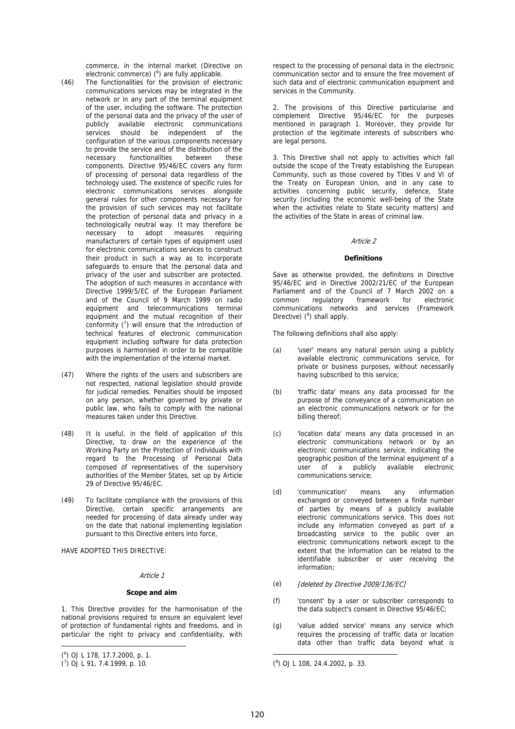commerce, in the internal market (Directive on electronic commerce) ([6]) are fully applicable.

(46) The functionalities for the provision of electronic communications services may be integrated in the network or in any part of the terminal equipment of the user, including the software. The protection of the personal data and the privacy of the user of publicly available electronic communications services should be independent of the configuration of the various components necessary to provide the service and of the distribution of the necessary functionalities between these components. Directive 95/46/EC covers any form of processing of personal data regardless of the technology used. The existence of specific rules for electronic communications services alongside general rules for other components necessary for the provision of such services may not facilitate the protection of personal data and privacy in a technologically neutral way. It may therefore be necessary to adopt measures requiring manufacturers of certain types of equipment used for electronic communications services to construct their product in such a way as to incorporate safeguards to ensure that the personal data and privacy of the user and subscriber are protected. The adoption of such measures in accordance with Directive 1999/5/EC of the European Parliament and of the Council of 9 March 1999 on radio equipment and telecommunications terminal equipment and the mutual recognition of their conformity ([7]) will ensure that the introduction of technical features of electronic communication equipment including software for data protection purposes is harmonised in order to be compatible with the implementation of the internal market.

(47) Where the rights of the users and subscribers are not respected, national legislation should provide for judicial remedies. Penalties should be imposed on any person, whether governed by private or public law, who fails to comply with the national measures taken under this Directive.

(48) It is useful, in the field of application of this Directive, to draw on the experience of the Working Party on the Protection of Individuals with regard to the Processing of Personal Data composed of representatives of the supervisory authorities of the Member States, set up by Article 29 of Directive 95/46/EC.

(49) To facilitate compliance with the provisions of this Directive, certain specific arrangements are needed for processing of data already under way on the date that national implementing legislation pursuant to this Directive enters into force,

HAVE ADOPTED THIS DIRECTIVE:

*Article 1*

**Scope and aim**

1. This Directive provides for the harmonisation of the national provisions required to ensure an equivalent level of protection of fundamental rights and freedoms, and in particular the right to privacy and confidentiality, with respect to the processing of personal data in the electronic communication sector and to ensure the free movement of such data and of electronic communication equipment and services in the Community.

2. The provisions of this Directive particularise and complement Directive 95/46/EC for the purposes mentioned in paragraph 1. Moreover, they provide for protection of the legitimate interests of subscribers who are legal persons.

3. This Directive shall not apply to activities which fall outside the scope of the Treaty establishing the European Community, such as those covered by Titles V and VI of the Treaty on European Union, and in any case to activities concerning public security, defence, State security (including the economic well-being of the State when the activities relate to State security matters) and the activities of the State in areas of criminal law.

*Article 2*

**Definitions**

Save as otherwise provided, the definitions in Directive 95/46/EC and in Directive 2002/21/EC of the European Parliament and of the Council of 7 March 2002 on a common regulatory framework for electronic communications networks and services (Framework Directive) ([8]) shall apply.

The following definitions shall also apply:

(a) 'user' means any natural person using a publicly available electronic communications service, for private or business purposes, without necessarily having subscribed to this service;

(b) 'traffic data' means any data processed for the purpose of the conveyance of a communication on an electronic communications network or for the billing thereof;

(c) 'location data' means any data processed in an electronic communications network or by an electronic communications service, indicating the geographic position of the terminal equipment of a user of a publicly available electronic communications service;

(d) 'communication' means any information exchanged or conveyed between a finite number of parties by means of a publicly available electronic communications service. This does not include any information conveyed as part of a broadcasting service to the public over an electronic communications network except to the extent that the information can be related to the identifiable subscriber or user receiving the information;

(e) *[deleted by Directive 2009/136/EC]*

(f) 'consent' by a user or subscriber corresponds to the data subject's consent in Directive 95/46/EC;

(g) 'value added service' means any service which requires the processing of traffic data or location data other than traffic data beyond what is

---

([6]) OJ L 178, 17.7.2000, p. 1.

([7]) OJ L 91, 7.4.1999, p. 10.

([8]) OJ L 108, 24.4.2002, p. 33.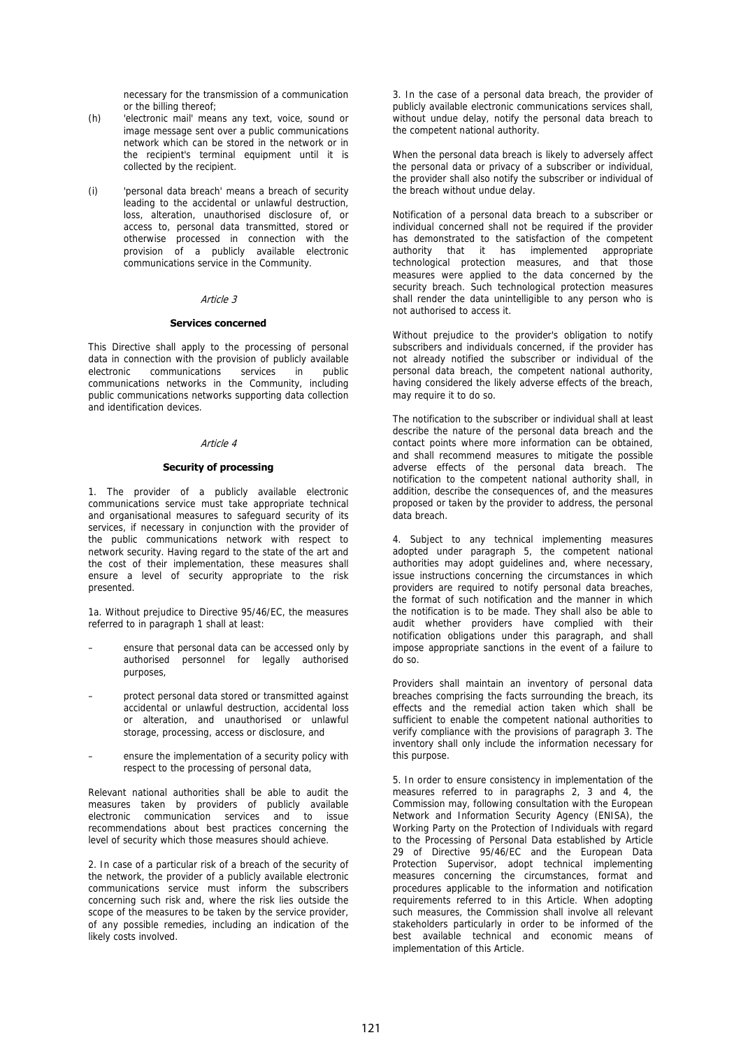necessary for the transmission of a communication or the billing thereof;

(h) 'electronic mail' means any text, voice, sound or image message sent over a public communications network which can be stored in the network or in the recipient's terminal equipment until it is collected by the recipient.

(i) 'personal data breach' means a breach of security leading to the accidental or unlawful destruction, loss, alteration, unauthorised disclosure of, or access to, personal data transmitted, stored or otherwise processed in connection with the provision of a publicly available electronic communications service in the Community.

*Article 3*

**Services concerned**

This Directive shall apply to the processing of personal data in connection with the provision of publicly available electronic communications services in public communications networks in the Community, including public communications networks supporting data collection and identification devices.

*Article 4*

**Security of processing**

1. The provider of a publicly available electronic communications service must take appropriate technical and organisational measures to safeguard security of its services, if necessary in conjunction with the provider of the public communications network with respect to network security. Having regard to the state of the art and the cost of their implementation, these measures shall ensure a level of security appropriate to the risk presented.

1a. Without prejudice to Directive 95/46/EC, the measures referred to in paragraph 1 shall at least:

– ensure that personal data can be accessed only by authorised personnel for legally authorised purposes,

– protect personal data stored or transmitted against accidental or unlawful destruction, accidental loss or alteration, and unauthorised or unlawful storage, processing, access or disclosure, and

– ensure the implementation of a security policy with respect to the processing of personal data,

Relevant national authorities shall be able to audit the measures taken by providers of publicly available electronic communication services and to issue recommendations about best practices concerning the level of security which those measures should achieve.

2. In case of a particular risk of a breach of the security of the network, the provider of a publicly available electronic communications service must inform the subscribers concerning such risk and, where the risk lies outside the scope of the measures to be taken by the service provider, of any possible remedies, including an indication of the likely costs involved.

3. In the case of a personal data breach, the provider of publicly available electronic communications services shall, without undue delay, notify the personal data breach to the competent national authority.

When the personal data breach is likely to adversely affect the personal data or privacy of a subscriber or individual, the provider shall also notify the subscriber or individual of the breach without undue delay.

Notification of a personal data breach to a subscriber or individual concerned shall not be required if the provider has demonstrated to the satisfaction of the competent authority that it has implemented appropriate technological protection measures, and that those measures were applied to the data concerned by the security breach. Such technological protection measures shall render the data unintelligible to any person who is not authorised to access it.

Without prejudice to the provider's obligation to notify subscribers and individuals concerned, if the provider has not already notified the subscriber or individual of the personal data breach, the competent national authority, having considered the likely adverse effects of the breach, may require it to do so.

The notification to the subscriber or individual shall at least describe the nature of the personal data breach and the contact points where more information can be obtained, and shall recommend measures to mitigate the possible adverse effects of the personal data breach. The notification to the competent national authority shall, in addition, describe the consequences of, and the measures proposed or taken by the provider to address, the personal data breach.

4. Subject to any technical implementing measures adopted under paragraph 5, the competent national authorities may adopt guidelines and, where necessary, issue instructions concerning the circumstances in which providers are required to notify personal data breaches, the format of such notification and the manner in which the notification is to be made. They shall also be able to audit whether providers have complied with their notification obligations under this paragraph, and shall impose appropriate sanctions in the event of a failure to do so.

Providers shall maintain an inventory of personal data breaches comprising the facts surrounding the breach, its effects and the remedial action taken which shall be sufficient to enable the competent national authorities to verify compliance with the provisions of paragraph 3. The inventory shall only include the information necessary for this purpose.

5. In order to ensure consistency in implementation of the measures referred to in paragraphs 2, 3 and 4, the Commission may, following consultation with the European Network and Information Security Agency (ENISA), the Working Party on the Protection of Individuals with regard to the Processing of Personal Data established by Article 29 of Directive 95/46/EC and the European Data Protection Supervisor, adopt technical implementing measures concerning the circumstances, format and procedures applicable to the information and notification requirements referred to in this Article. When adopting such measures, the Commission shall involve all relevant stakeholders particularly in order to be informed of the best available technical and economic means of implementation of this Article.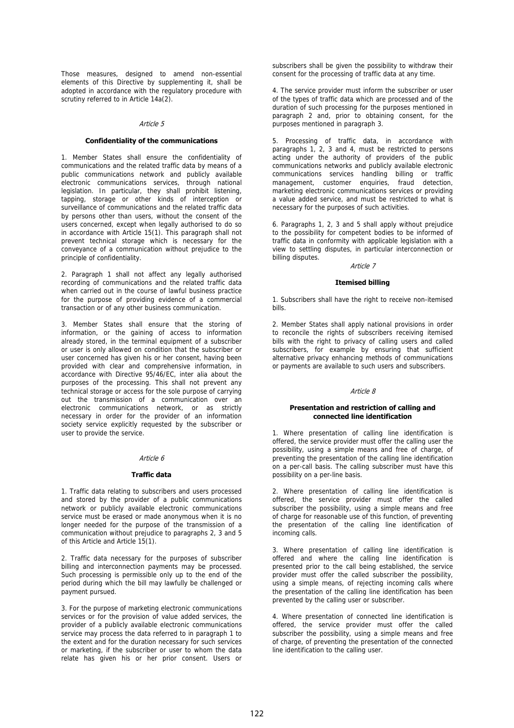Those measures, designed to amend non-essential elements of this Directive by supplementing it, shall be adopted in accordance with the regulatory procedure with scrutiny referred to in Article 14a(2).

*Article 5*

**Confidentiality of the communications**

1. Member States shall ensure the confidentiality of communications and the related traffic data by means of a public communications network and publicly available electronic communications services, through national legislation. In particular, they shall prohibit listening, tapping, storage or other kinds of interception or surveillance of communications and the related traffic data by persons other than users, without the consent of the users concerned, except when legally authorised to do so in accordance with Article 15(1). This paragraph shall not prevent technical storage which is necessary for the conveyance of a communication without prejudice to the principle of confidentiality.

2. Paragraph 1 shall not affect any legally authorised recording of communications and the related traffic data when carried out in the course of lawful business practice for the purpose of providing evidence of a commercial transaction or of any other business communication.

3. Member States shall ensure that the storing of information, or the gaining of access to information already stored, in the terminal equipment of a subscriber or user is only allowed on condition that the subscriber or user concerned has given his or her consent, having been provided with clear and comprehensive information, in accordance with Directive 95/46/EC, inter alia about the purposes of the processing. This shall not prevent any technical storage or access for the sole purpose of carrying out the transmission of a communication over an electronic communications network, or as strictly necessary in order for the provider of an information society service explicitly requested by the subscriber or user to provide the service.

*Article 6*

**Traffic data**

1. Traffic data relating to subscribers and users processed and stored by the provider of a public communications network or publicly available electronic communications service must be erased or made anonymous when it is no longer needed for the purpose of the transmission of a communication without prejudice to paragraphs 2, 3 and 5 of this Article and Article 15(1).

2. Traffic data necessary for the purposes of subscriber billing and interconnection payments may be processed. Such processing is permissible only up to the end of the period during which the bill may lawfully be challenged or payment pursued.

3. For the purpose of marketing electronic communications services or for the provision of value added services, the provider of a publicly available electronic communications service may process the data referred to in paragraph 1 to the extent and for the duration necessary for such services or marketing, if the subscriber or user to whom the data relate has given his or her prior consent. Users or subscribers shall be given the possibility to withdraw their consent for the processing of traffic data at any time.

4. The service provider must inform the subscriber or user of the types of traffic data which are processed and of the duration of such processing for the purposes mentioned in paragraph 2 and, prior to obtaining consent, for the purposes mentioned in paragraph 3.

5. Processing of traffic data, in accordance with paragraphs 1, 2, 3 and 4, must be restricted to persons acting under the authority of providers of the public communications networks and publicly available electronic communications services handling billing or traffic management, customer enquiries, fraud detection, marketing electronic communications services or providing a value added service, and must be restricted to what is necessary for the purposes of such activities.

6. Paragraphs 1, 2, 3 and 5 shall apply without prejudice to the possibility for competent bodies to be informed of traffic data in conformity with applicable legislation with a view to settling disputes, in particular interconnection or billing disputes.

*Article 7*

**Itemised billing**

1. Subscribers shall have the right to receive non-itemised bills.

2. Member States shall apply national provisions in order to reconcile the rights of subscribers receiving itemised bills with the right to privacy of calling users and called subscribers, for example by ensuring that sufficient alternative privacy enhancing methods of communications or payments are available to such users and subscribers.

*Article 8*

**Presentation and restriction of calling and connected line identification**

1. Where presentation of calling line identification is offered, the service provider must offer the calling user the possibility, using a simple means and free of charge, of preventing the presentation of the calling line identification on a per-call basis. The calling subscriber must have this possibility on a per-line basis.

2. Where presentation of calling line identification is offered, the service provider must offer the called subscriber the possibility, using a simple means and free of charge for reasonable use of this function, of preventing the presentation of the calling line identification of incoming calls.

3. Where presentation of calling line identification is offered and where the calling line identification is presented prior to the call being established, the service provider must offer the called subscriber the possibility, using a simple means, of rejecting incoming calls where the presentation of the calling line identification has been prevented by the calling user or subscriber.

4. Where presentation of connected line identification is offered, the service provider must offer the called subscriber the possibility, using a simple means and free of charge, of preventing the presentation of the connected line identification to the calling user.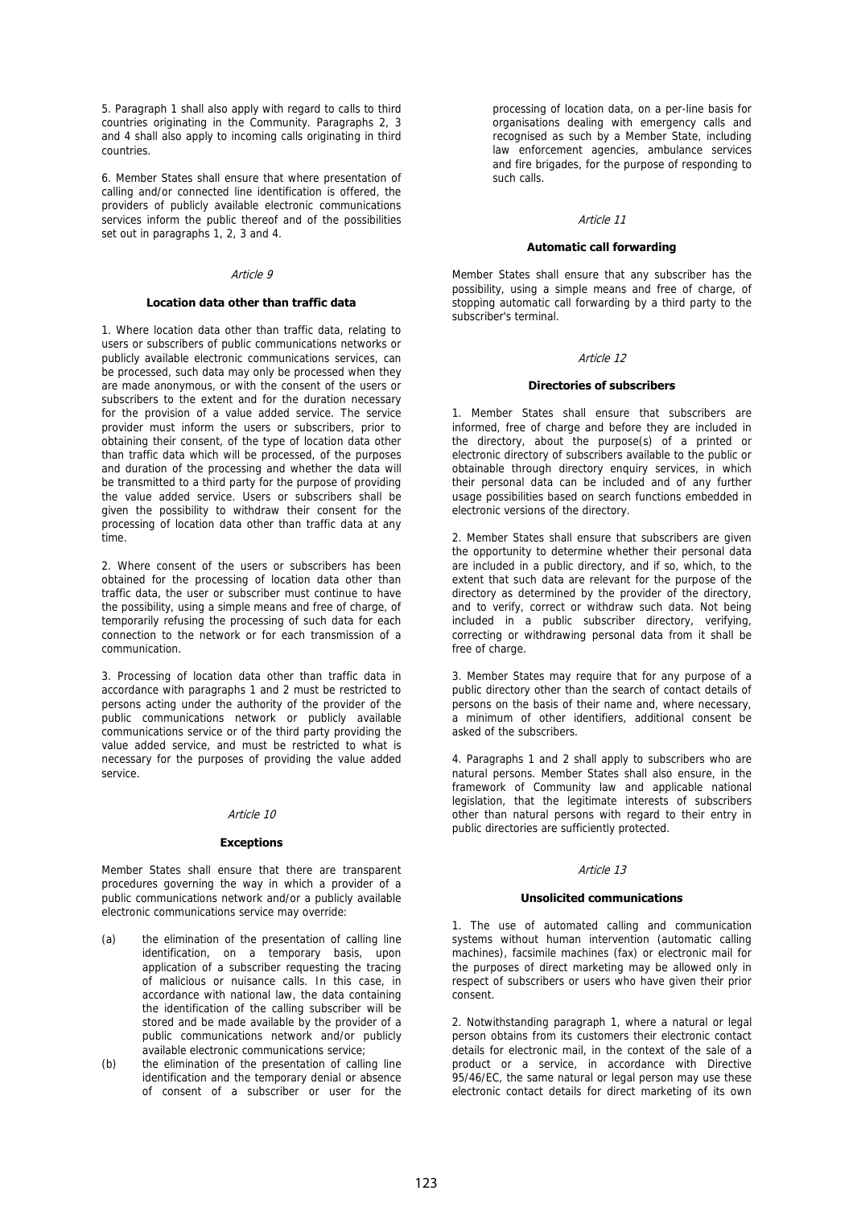5. Paragraph 1 shall also apply with regard to calls to third countries originating in the Community. Paragraphs 2, 3 and 4 shall also apply to incoming calls originating in third countries.

6. Member States shall ensure that where presentation of calling and/or connected line identification is offered, the providers of publicly available electronic communications services inform the public thereof and of the possibilities set out in paragraphs 1, 2, 3 and 4.

*Article 9*

**Location data other than traffic data**

1. Where location data other than traffic data, relating to users or subscribers of public communications networks or publicly available electronic communications services, can be processed, such data may only be processed when they are made anonymous, or with the consent of the users or subscribers to the extent and for the duration necessary for the provision of a value added service. The service provider must inform the users or subscribers, prior to obtaining their consent, of the type of location data other than traffic data which will be processed, of the purposes and duration of the processing and whether the data will be transmitted to a third party for the purpose of providing the value added service. Users or subscribers shall be given the possibility to withdraw their consent for the processing of location data other than traffic data at any time.

2. Where consent of the users or subscribers has been obtained for the processing of location data other than traffic data, the user or subscriber must continue to have the possibility, using a simple means and free of charge, of temporarily refusing the processing of such data for each connection to the network or for each transmission of a communication.

3. Processing of location data other than traffic data in accordance with paragraphs 1 and 2 must be restricted to persons acting under the authority of the provider of the public communications network or publicly available communications service or of the third party providing the value added service, and must be restricted to what is necessary for the purposes of providing the value added service.

*Article 10*

**Exceptions**

Member States shall ensure that there are transparent procedures governing the way in which a provider of a public communications network and/or a publicly available electronic communications service may override:

(a) the elimination of the presentation of calling line identification, on a temporary basis, upon application of a subscriber requesting the tracing of malicious or nuisance calls. In this case, in accordance with national law, the data containing the identification of the calling subscriber will be stored and be made available by the provider of a public communications network and/or publicly available electronic communications service;

(b) the elimination of the presentation of calling line identification and the temporary denial or absence of consent of a subscriber or user for the processing of location data, on a per-line basis for organisations dealing with emergency calls and recognised as such by a Member State, including law enforcement agencies, ambulance services and fire brigades, for the purpose of responding to such calls.

*Article 11*

**Automatic call forwarding**

Member States shall ensure that any subscriber has the possibility, using a simple means and free of charge, of stopping automatic call forwarding by a third party to the subscriber's terminal.

*Article 12*

**Directories of subscribers**

1. Member States shall ensure that subscribers are informed, free of charge and before they are included in the directory, about the purpose(s) of a printed or electronic directory of subscribers available to the public or obtainable through directory enquiry services, in which their personal data can be included and of any further usage possibilities based on search functions embedded in electronic versions of the directory.

2. Member States shall ensure that subscribers are given the opportunity to determine whether their personal data are included in a public directory, and if so, which, to the extent that such data are relevant for the purpose of the directory as determined by the provider of the directory, and to verify, correct or withdraw such data. Not being included in a public subscriber directory, verifying, correcting or withdrawing personal data from it shall be free of charge.

3. Member States may require that for any purpose of a public directory other than the search of contact details of persons on the basis of their name and, where necessary, a minimum of other identifiers, additional consent be asked of the subscribers.

4. Paragraphs 1 and 2 shall apply to subscribers who are natural persons. Member States shall also ensure, in the framework of Community law and applicable national legislation, that the legitimate interests of subscribers other than natural persons with regard to their entry in public directories are sufficiently protected.

*Article 13*

**Unsolicited communications**

1. The use of automated calling and communication systems without human intervention (automatic calling machines), facsimile machines (fax) or electronic mail for the purposes of direct marketing may be allowed only in respect of subscribers or users who have given their prior consent.

2. Notwithstanding paragraph 1, where a natural or legal person obtains from its customers their electronic contact details for electronic mail, in the context of the sale of a product or a service, in accordance with Directive 95/46/EC, the same natural or legal person may use these electronic contact details for direct marketing of its own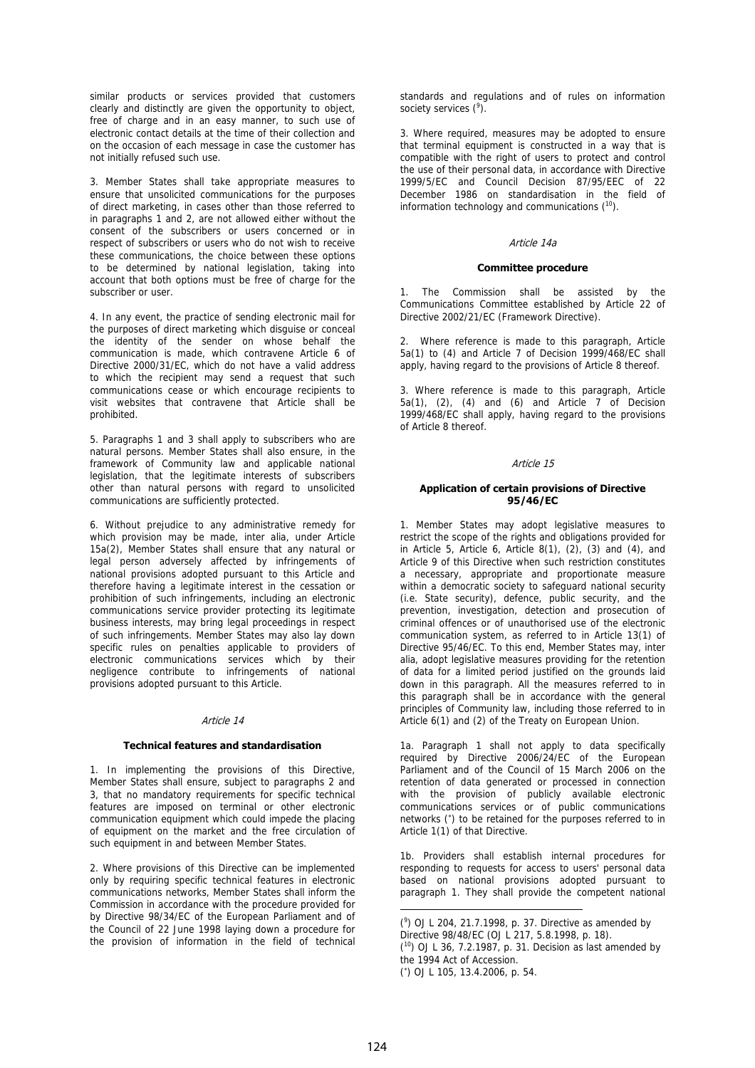similar products or services provided that customers clearly and distinctly are given the opportunity to object, free of charge and in an easy manner, to such use of electronic contact details at the time of their collection and on the occasion of each message in case the customer has not initially refused such use.

3. Member States shall take appropriate measures to ensure that unsolicited communications for the purposes of direct marketing, in cases other than those referred to in paragraphs 1 and 2, are not allowed either without the consent of the subscribers or users concerned or in respect of subscribers or users who do not wish to receive these communications, the choice between these options to be determined by national legislation, taking into account that both options must be free of charge for the subscriber or user.

4. In any event, the practice of sending electronic mail for the purposes of direct marketing which disguise or conceal the identity of the sender on whose behalf the communication is made, which contravene Article 6 of Directive 2000/31/EC, which do not have a valid address to which the recipient may send a request that such communications cease or which encourage recipients to visit websites that contravene that Article shall be prohibited.

5. Paragraphs 1 and 3 shall apply to subscribers who are natural persons. Member States shall also ensure, in the framework of Community law and applicable national legislation, that the legitimate interests of subscribers other than natural persons with regard to unsolicited communications are sufficiently protected.

6. Without prejudice to any administrative remedy for which provision may be made, inter alia, under Article 15a(2), Member States shall ensure that any natural or legal person adversely affected by infringements of national provisions adopted pursuant to this Article and therefore having a legitimate interest in the cessation or prohibition of such infringements, including an electronic communications service provider protecting its legitimate business interests, may bring legal proceedings in respect of such infringements. Member States may also lay down specific rules on penalties applicable to providers of electronic communications services which by their negligence contribute to infringements of national provisions adopted pursuant to this Article.

*Article 14*

**Technical features and standardisation**

1. In implementing the provisions of this Directive, Member States shall ensure, subject to paragraphs 2 and 3, that no mandatory requirements for specific technical features are imposed on terminal or other electronic communication equipment which could impede the placing of equipment on the market and the free circulation of such equipment in and between Member States.

2. Where provisions of this Directive can be implemented only by requiring specific technical features in electronic communications networks, Member States shall inform the Commission in accordance with the procedure provided for by Directive 98/34/EC of the European Parliament and of the Council of 22 June 1998 laying down a procedure for the provision of information in the field of technical standards and regulations and of rules on information society services ([9]).

3. Where required, measures may be adopted to ensure that terminal equipment is constructed in a way that is compatible with the right of users to protect and control the use of their personal data, in accordance with Directive 1999/5/EC and Council Decision 87/95/EEC of 22 December 1986 on standardisation in the field of information technology and communications ([10]).

*Article 14a*

**Committee procedure**

1. The Commission shall be assisted by the Communications Committee established by Article 22 of Directive 2002/21/EC (Framework Directive).

2. Where reference is made to this paragraph, Article 5a(1) to (4) and Article 7 of Decision 1999/468/EC shall apply, having regard to the provisions of Article 8 thereof.

3. Where reference is made to this paragraph, Article 5a(1), (2), (4) and (6) and Article 7 of Decision 1999/468/EC shall apply, having regard to the provisions of Article 8 thereof.

*Article 15*

**Application of certain provisions of Directive 95/46/EC**

1. Member States may adopt legislative measures to restrict the scope of the rights and obligations provided for in Article 5, Article 6, Article 8(1), (2), (3) and (4), and Article 9 of this Directive when such restriction constitutes a necessary, appropriate and proportionate measure within a democratic society to safeguard national security (i.e. State security), defence, public security, and the prevention, investigation, detection and prosecution of criminal offences or of unauthorised use of the electronic communication system, as referred to in Article 13(1) of Directive 95/46/EC. To this end, Member States may, inter alia, adopt legislative measures providing for the retention of data for a limited period justified on the grounds laid down in this paragraph. All the measures referred to in this paragraph shall be in accordance with the general principles of Community law, including those referred to in Article 6(1) and (2) of the Treaty on European Union.

1a. Paragraph 1 shall not apply to data specifically required by Directive 2006/24/EC of the European Parliament and of the Council of 15 March 2006 on the retention of data generated or processed in connection with the provision of publicly available electronic communications services or of public communications networks (*) to be retained for the purposes referred to in Article 1(1) of that Directive.

1b. Providers shall establish internal procedures for responding to requests for access to users' personal data based on national provisions adopted pursuant to paragraph 1. They shall provide the competent national

---

([9]) OJ L 204, 21.7.1998, p. 37. Directive as amended by Directive 98/48/EC (OJ L 217, 5.8.1998, p. 18).

([10]) OJ L 36, 7.2.1987, p. 31. Decision as last amended by the 1994 Act of Accession.

(*) OJ L 105, 13.4.2006, p. 54.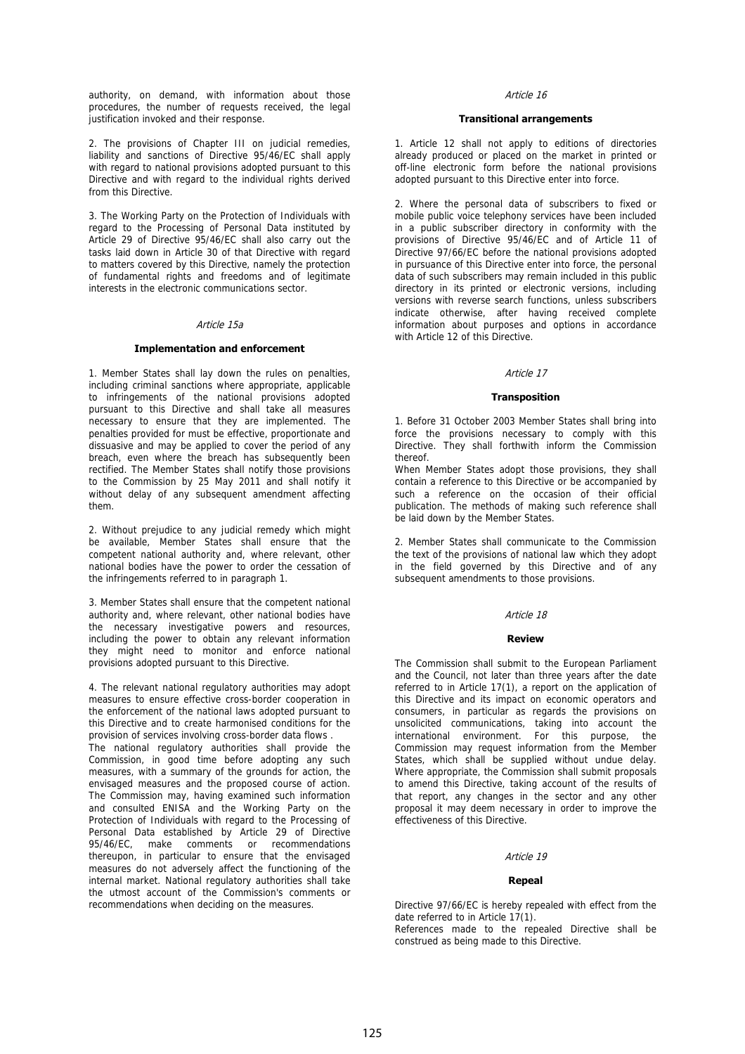authority, on demand, with information about those procedures, the number of requests received, the legal justification invoked and their response.

2. The provisions of Chapter III on judicial remedies, liability and sanctions of Directive 95/46/EC shall apply with regard to national provisions adopted pursuant to this Directive and with regard to the individual rights derived from this Directive.

3. The Working Party on the Protection of Individuals with regard to the Processing of Personal Data instituted by Article 29 of Directive 95/46/EC shall also carry out the tasks laid down in Article 30 of that Directive with regard to matters covered by this Directive, namely the protection of fundamental rights and freedoms and of legitimate interests in the electronic communications sector.

*Article 15a*

**Implementation and enforcement**

1. Member States shall lay down the rules on penalties, including criminal sanctions where appropriate, applicable to infringements of the national provisions adopted pursuant to this Directive and shall take all measures necessary to ensure that they are implemented. The penalties provided for must be effective, proportionate and dissuasive and may be applied to cover the period of any breach, even where the breach has subsequently been rectified. The Member States shall notify those provisions to the Commission by 25 May 2011 and shall notify it without delay of any subsequent amendment affecting them.

2. Without prejudice to any judicial remedy which might be available, Member States shall ensure that the competent national authority and, where relevant, other national bodies have the power to order the cessation of the infringements referred to in paragraph 1.

3. Member States shall ensure that the competent national authority and, where relevant, other national bodies have the necessary investigative powers and resources, including the power to obtain any relevant information they might need to monitor and enforce national provisions adopted pursuant to this Directive.

4. The relevant national regulatory authorities may adopt measures to ensure effective cross-border cooperation in the enforcement of the national laws adopted pursuant to this Directive and to create harmonised conditions for the provision of services involving cross-border data flows .
The national regulatory authorities shall provide the Commission, in good time before adopting any such measures, with a summary of the grounds for action, the envisaged measures and the proposed course of action. The Commission may, having examined such information and consulted ENISA and the Working Party on the Protection of Individuals with regard to the Processing of Personal Data established by Article 29 of Directive 95/46/EC, make comments or recommendations thereupon, in particular to ensure that the envisaged measures do not adversely affect the functioning of the internal market. National regulatory authorities shall take the utmost account of the Commission's comments or recommendations when deciding on the measures.

*Article 16*

**Transitional arrangements**

1. Article 12 shall not apply to editions of directories already produced or placed on the market in printed or off-line electronic form before the national provisions adopted pursuant to this Directive enter into force.

2. Where the personal data of subscribers to fixed or mobile public voice telephony services have been included in a public subscriber directory in conformity with the provisions of Directive 95/46/EC and of Article 11 of Directive 97/66/EC before the national provisions adopted in pursuance of this Directive enter into force, the personal data of such subscribers may remain included in this public directory in its printed or electronic versions, including versions with reverse search functions, unless subscribers indicate otherwise, after having received complete information about purposes and options in accordance with Article 12 of this Directive.

*Article 17*

**Transposition**

1. Before 31 October 2003 Member States shall bring into force the provisions necessary to comply with this Directive. They shall forthwith inform the Commission thereof.
When Member States adopt those provisions, they shall contain a reference to this Directive or be accompanied by such a reference on the occasion of their official publication. The methods of making such reference shall be laid down by the Member States.

2. Member States shall communicate to the Commission the text of the provisions of national law which they adopt in the field governed by this Directive and of any subsequent amendments to those provisions.

*Article 18*

**Review**

The Commission shall submit to the European Parliament and the Council, not later than three years after the date referred to in Article 17(1), a report on the application of this Directive and its impact on economic operators and consumers, in particular as regards the provisions on unsolicited communications, taking into account the international environment. For this purpose, the Commission may request information from the Member States, which shall be supplied without undue delay. Where appropriate, the Commission shall submit proposals to amend this Directive, taking account of the results of that report, any changes in the sector and any other proposal it may deem necessary in order to improve the effectiveness of this Directive.

*Article 19*

**Repeal**

Directive 97/66/EC is hereby repealed with effect from the date referred to in Article 17(1).
References made to the repealed Directive shall be construed as being made to this Directive.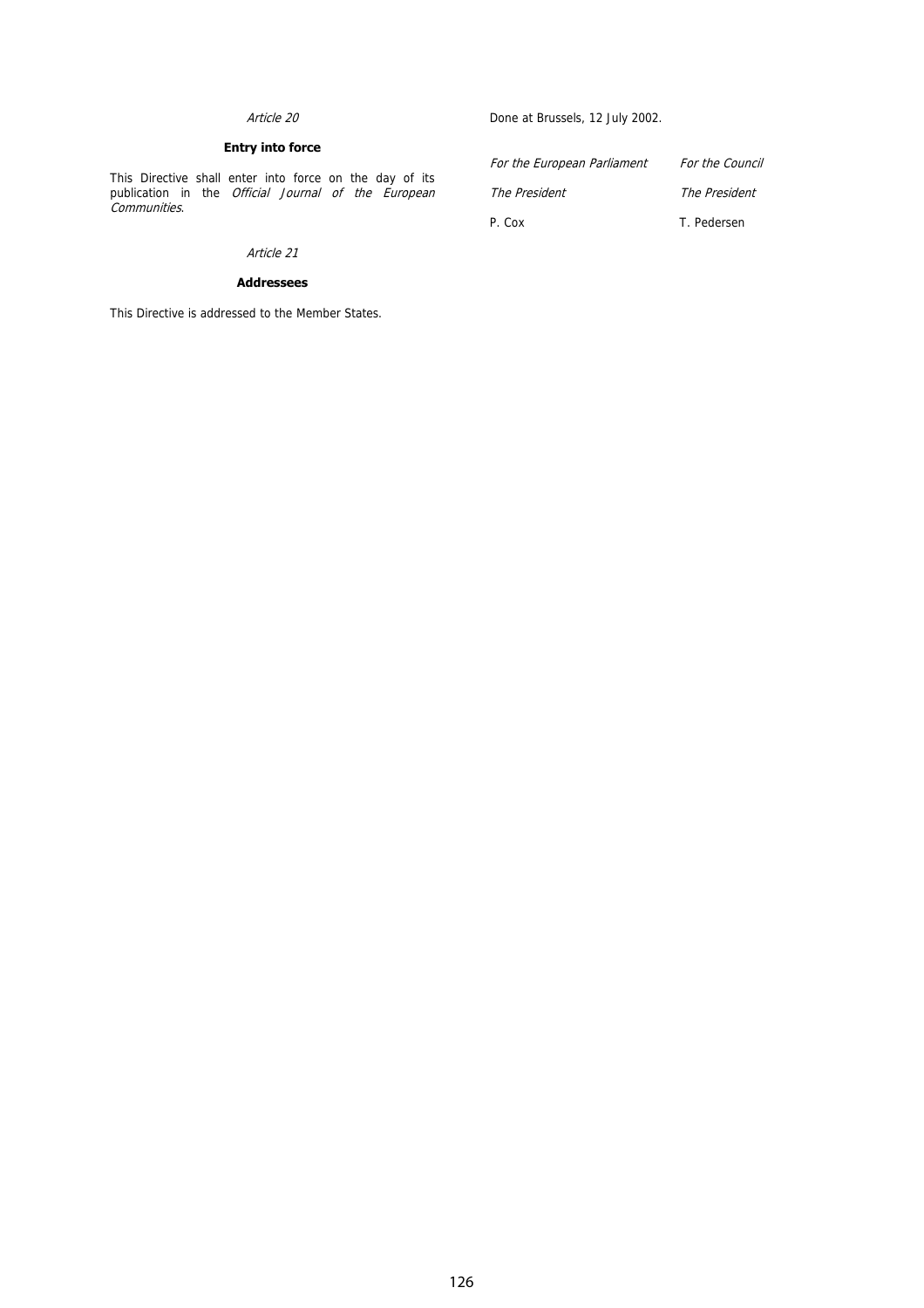*Article 20*

**Entry into force**

This Directive shall enter into force on the day of its publication in the *Official Journal of the European Communities*.

*Article 21*

**Addressees**

This Directive is addressed to the Member States.

Done at Brussels, 12 July 2002.

| | |
|---|---|
| *For the European Parliament* | *For the Council* |
| *The President* | *The President* |
| P. Cox | T. Pedersen |